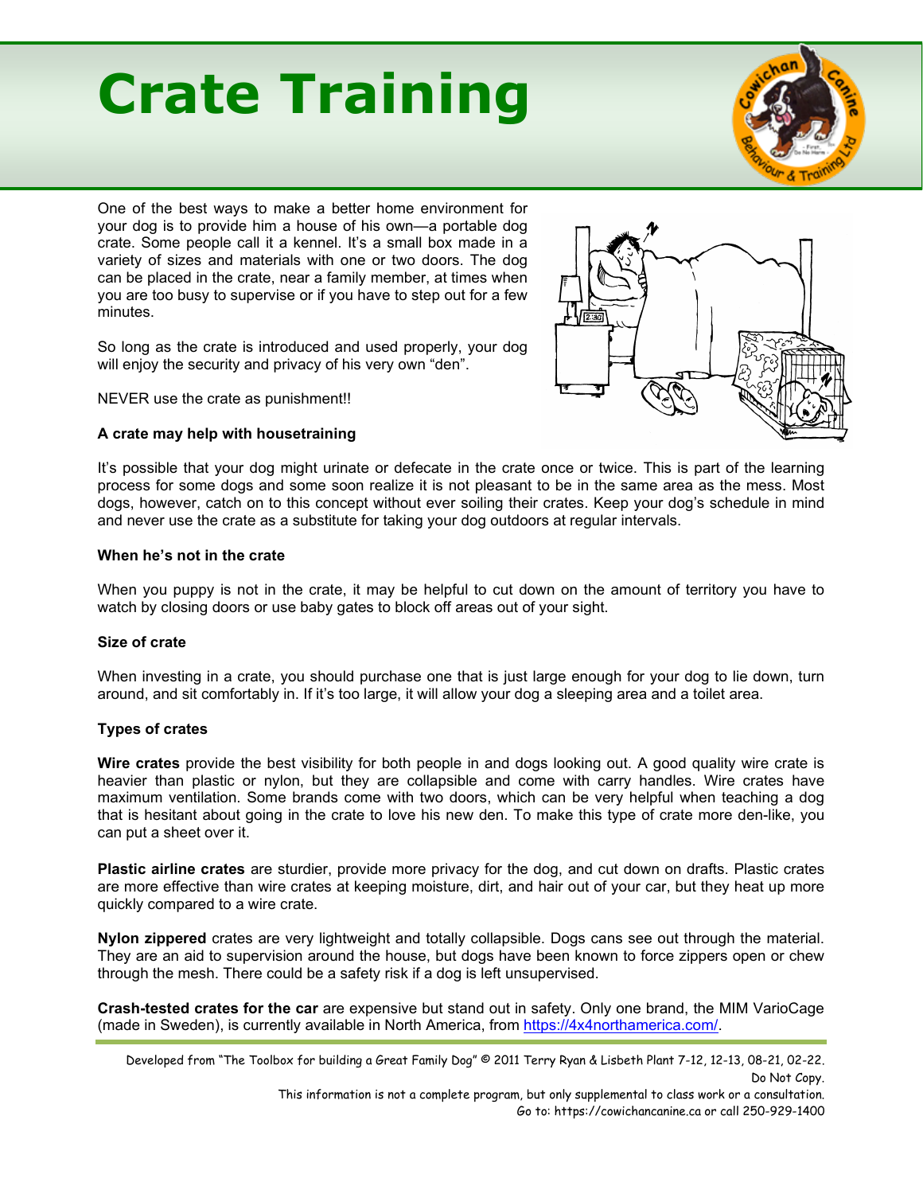// Crate Training

One of the best ways to make a better home environment for your dog is to provide him a house of his own—a portable dog crate. Some people call it a kennel. It's a small box made in a variety of sizes and materials with one or two doors. The dog can be placed in the crate, near a family member, at times when you are too busy to supervise or if you have to step out for a few minutes.

So long as the crate is introduced and used properly, your dog will enjoy the security and privacy of his very own "den".

NEVER use the crate as punishment!!

**A crate may help with housetraining**

It's possible that your dog might urinate or defecate in the crate once or twice. This is part of the learning process for some dogs and some soon realize it is not pleasant to be in the same area as the mess. Most dogs, however, catch on to this concept without ever soiling their crates. Keep your dog's schedule in mind and never use the crate as a substitute for taking your dog outdoors at regular intervals.

**When he's not in the crate**

When you puppy is not in the crate, it may be helpful to cut down on the amount of territory you have to watch by closing doors or use baby gates to block off areas out of your sight.

**Size of crate**

When investing in a crate, you should purchase one that is just large enough for your dog to lie down, turn around, and sit comfortably in. If it's too large, it will allow your dog a sleeping area and a toilet area.

**Types of crates**

**Wire crates** provide the best visibility for both people in and dogs looking out. A good quality wire crate is heavier than plastic or nylon, but they are collapsible and come with carry handles. Wire crates have maximum ventilation. Some brands come with two doors, which can be very helpful when teaching a dog that is hesitant about going in the crate to love his new den. To make this type of crate more den-like, you can put a sheet over it.

**Plastic airline crates** are sturdier, provide more privacy for the dog, and cut down on drafts. Plastic crates are more effective than wire crates at keeping moisture, dirt, and hair out of your car, but they heat up more quickly compared to a wire crate.

**Nylon zippered** crates are very lightweight and totally collapsible. Dogs cans see out through the material. They are an aid to supervision around the house, but dogs have been known to force zippers open or chew through the mesh. There could be a safety risk if a dog is left unsupervised.

**Crash-tested crates for the car** are expensive but stand out in safety. Only one brand, the MIM VarioCage (made in Sweden), is currently available in North America, from https://4x4northamerica.com/.

Developed from "The Toolbox for building a Great Family Dog" © 2011 Terry Ryan & Lisbeth Plant 7-12, 12-13, 08-21, 02-22. Do Not Copy.
This information is not a complete program, but only supplemental to class work or a consultation.
Go to: https://cowichancanine.ca or call 250-929-1400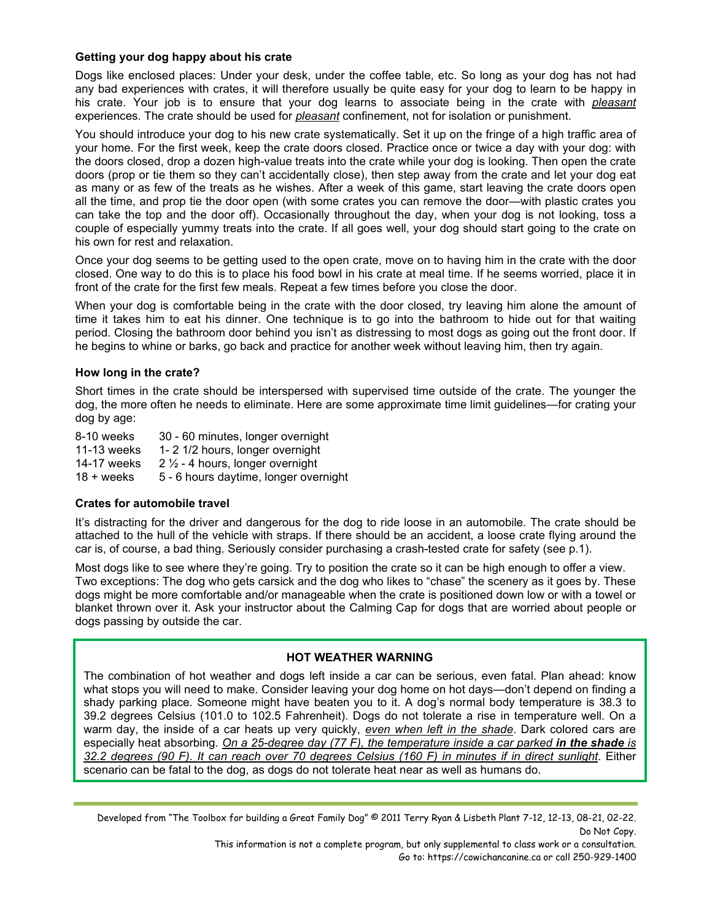### Getting your dog happy about his crate

Dogs like enclosed places: Under your desk, under the coffee table, etc. So long as your dog has not had any bad experiences with crates, it will therefore usually be quite easy for your dog to learn to be happy in his crate. Your job is to ensure that your dog learns to associate being in the crate with *pleasant* experiences. The crate should be used for *pleasant* confinement, not for isolation or punishment.

You should introduce your dog to his new crate systematically. Set it up on the fringe of a high traffic area of your home. For the first week, keep the crate doors closed. Practice once or twice a day with your dog: with the doors closed, drop a dozen high-value treats into the crate while your dog is looking. Then open the crate doors (prop or tie them so they can't accidentally close), then step away from the crate and let your dog eat as many or as few of the treats as he wishes. After a week of this game, start leaving the crate doors open all the time, and prop tie the door open (with some crates you can remove the door—with plastic crates you can take the top and the door off). Occasionally throughout the day, when your dog is not looking, toss a couple of especially yummy treats into the crate. If all goes well, your dog should start going to the crate on his own for rest and relaxation.

Once your dog seems to be getting used to the open crate, move on to having him in the crate with the door closed. One way to do this is to place his food bowl in his crate at meal time. If he seems worried, place it in front of the crate for the first few meals. Repeat a few times before you close the door.

When your dog is comfortable being in the crate with the door closed, try leaving him alone the amount of time it takes him to eat his dinner. One technique is to go into the bathroom to hide out for that waiting period. Closing the bathroom door behind you isn't as distressing to most dogs as going out the front door. If he begins to whine or barks, go back and practice for another week without leaving him, then try again.

### How long in the crate?

Short times in the crate should be interspersed with supervised time outside of the crate. The younger the dog, the more often he needs to eliminate. Here are some approximate time limit guidelines—for crating your dog by age:

| | |
|---|---|
| 8-10 weeks | 30 - 60 minutes, longer overnight |
| 11-13 weeks | 1- 2 1/2 hours, longer overnight |
| 14-17 weeks | 2 ½ - 4 hours, longer overnight |
| 18 + weeks | 5 - 6 hours daytime, longer overnight |

### Crates for automobile travel

It's distracting for the driver and dangerous for the dog to ride loose in an automobile. The crate should be attached to the hull of the vehicle with straps. If there should be an accident, a loose crate flying around the car is, of course, a bad thing. Seriously consider purchasing a crash-tested crate for safety (see p.1).

Most dogs like to see where they're going. Try to position the crate so it can be high enough to offer a view. Two exceptions: The dog who gets carsick and the dog who likes to "chase" the scenery as it goes by. These dogs might be more comfortable and/or manageable when the crate is positioned down low or with a towel or blanket thrown over it. Ask your instructor about the Calming Cap for dogs that are worried about people or dogs passing by outside the car.

**HOT WEATHER WARNING**

The combination of hot weather and dogs left inside a car can be serious, even fatal. Plan ahead: know what stops you will need to make. Consider leaving your dog home on hot days—don't depend on finding a shady parking place. Someone might have beaten you to it. A dog's normal body temperature is 38.3 to 39.2 degrees Celsius (101.0 to 102.5 Fahrenheit). Dogs do not tolerate a rise in temperature well. On a warm day, the inside of a car heats up very quickly, *even when left in the shade*. Dark colored cars are especially heat absorbing. *On a 25-degree day (77 F), the temperature inside a car parked **in the shade** is 32.2 degrees (90 F). It can reach over 70 degrees Celsius (160 F) in minutes if in direct sunlight*. Either scenario can be fatal to the dog, as dogs do not tolerate heat near as well as humans do.

Developed from "The Toolbox for building a Great Family Dog" © 2011 Terry Ryan & Lisbeth Plant 7-12, 12-13, 08-21, 02-22. Do Not Copy.
This information is not a complete program, but only supplemental to class work or a consultation.
Go to: https://cowichancanine.ca or call 250-929-1400